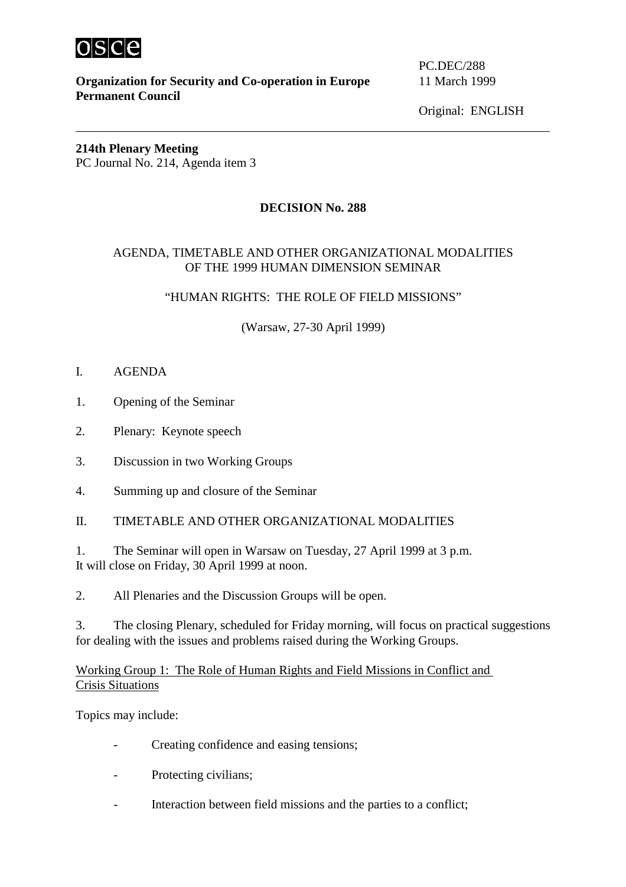**Organization for Security and Co-operation in Europe**
**Permanent Council**

PC.DEC/288
11 March 1999

Original: ENGLISH

---

**214th Plenary Meeting**
PC Journal No. 214, Agenda item 3

## DECISION No. 288

AGENDA, TIMETABLE AND OTHER ORGANIZATIONAL MODALITIES OF THE 1999 HUMAN DIMENSION SEMINAR

"HUMAN RIGHTS: THE ROLE OF FIELD MISSIONS"

(Warsaw, 27-30 April 1999)

I. AGENDA

1. Opening of the Seminar

2. Plenary: Keynote speech

3. Discussion in two Working Groups

4. Summing up and closure of the Seminar

II. TIMETABLE AND OTHER ORGANIZATIONAL MODALITIES

1. The Seminar will open in Warsaw on Tuesday, 27 April 1999 at 3 p.m. It will close on Friday, 30 April 1999 at noon.

2. All Plenaries and the Discussion Groups will be open.

3. The closing Plenary, scheduled for Friday morning, will focus on practical suggestions for dealing with the issues and problems raised during the Working Groups.

<u>Working Group 1: The Role of Human Rights and Field Missions in Conflict and Crisis Situations</u>

Topics may include:

- Creating confidence and easing tensions;

- Protecting civilians;

- Interaction between field missions and the parties to a conflict;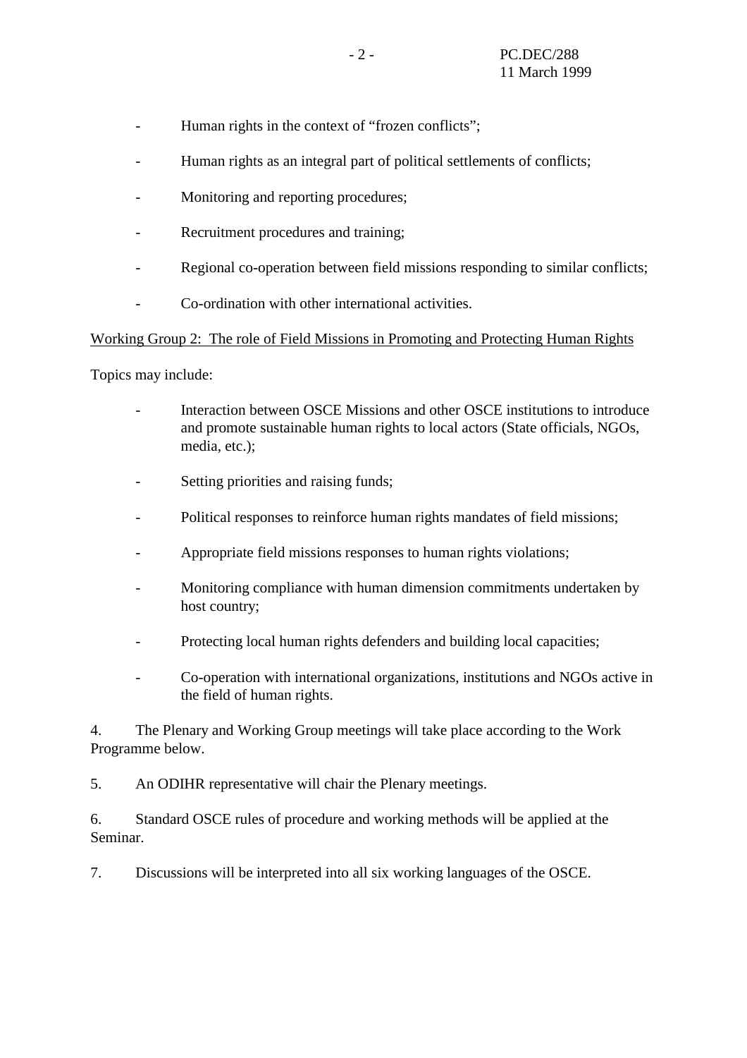- Human rights in the context of “frozen conflicts”;
- Human rights as an integral part of political settlements of conflicts;
- Monitoring and reporting procedures;
- Recruitment procedures and training;
- Regional co-operation between field missions responding to similar conflicts;
- Co-ordination with other international activities.

<u>Working Group 2: The role of Field Missions in Promoting and Protecting Human Rights</u>

Topics may include:

- Interaction between OSCE Missions and other OSCE institutions to introduce and promote sustainable human rights to local actors (State officials, NGOs, media, etc.);
- Setting priorities and raising funds;
- Political responses to reinforce human rights mandates of field missions;
- Appropriate field missions responses to human rights violations;
- Monitoring compliance with human dimension commitments undertaken by host country;
- Protecting local human rights defenders and building local capacities;
- Co-operation with international organizations, institutions and NGOs active in the field of human rights.

4. The Plenary and Working Group meetings will take place according to the Work Programme below.

5. An ODIHR representative will chair the Plenary meetings.

6. Standard OSCE rules of procedure and working methods will be applied at the Seminar.

7. Discussions will be interpreted into all six working languages of the OSCE.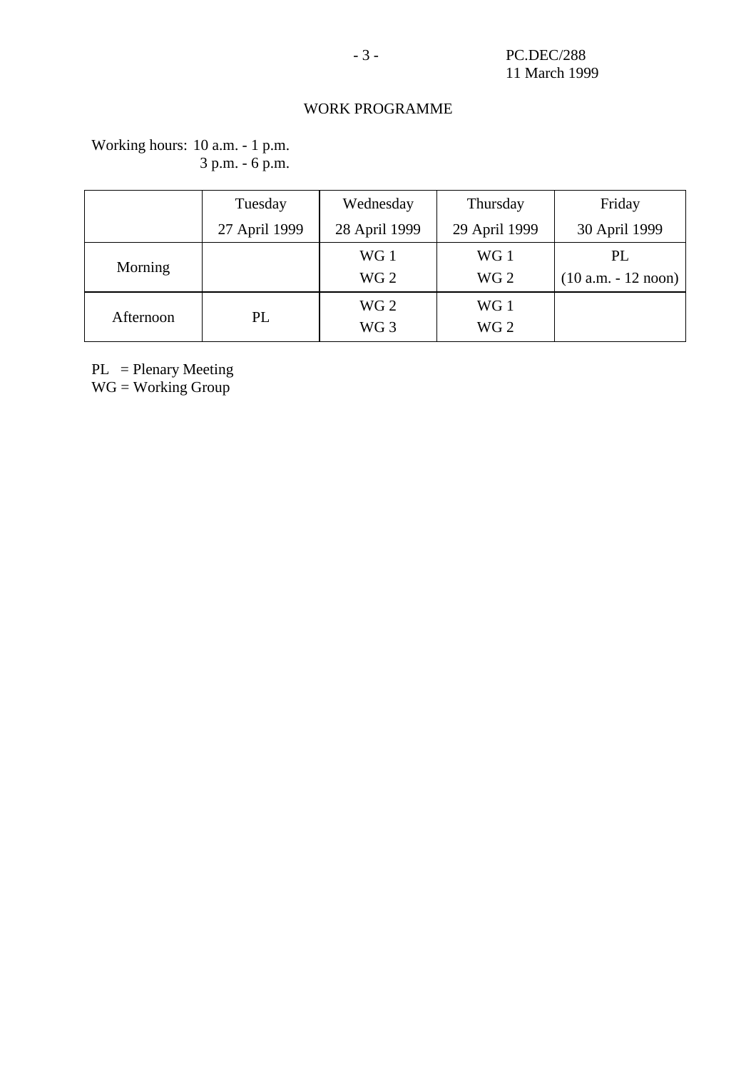## WORK PROGRAMME

Working hours: 10 a.m. - 1 p.m.
3 p.m. - 6 p.m.

| | Tuesday 27 April 1999 | Wednesday 28 April 1999 | Thursday 29 April 1999 | Friday 30 April 1999 |
|---|---|---|---|---|
| Morning | | WG 1<br>WG 2 | WG 1<br>WG 2 | PL<br>(10 a.m. - 12 noon) |
| Afternoon | PL | WG 2<br>WG 3 | WG 1<br>WG 2 | |

PL = Plenary Meeting
WG = Working Group